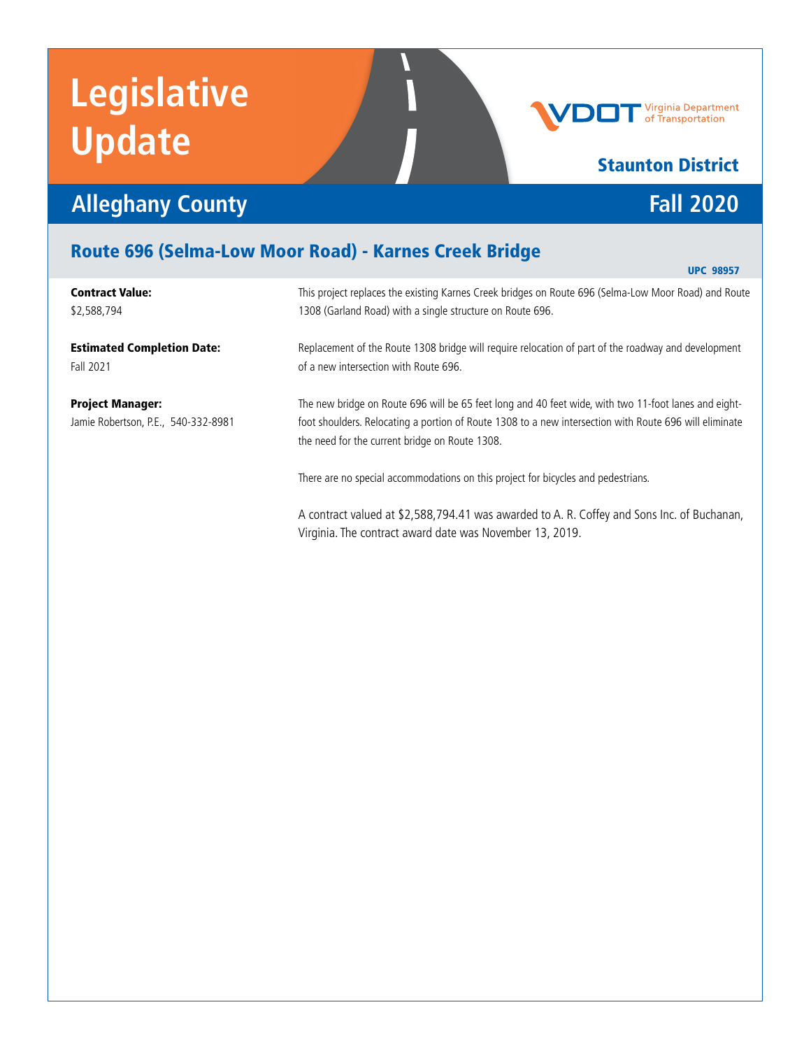# Legislative Update

VDOT Virginia Department of Transportation

**Staunton District**

## Alleghany County

## Fall 2020

### Route 696 (Selma-Low Moor Road) - Karnes Creek Bridge

**UPC 98957**

**Contract Value:**
$2,588,794

**Estimated Completion Date:**
Fall 2021

**Project Manager:**
Jamie Robertson, P.E., 540-332-8981

This project replaces the existing Karnes Creek bridges on Route 696 (Selma-Low Moor Road) and Route 1308 (Garland Road) with a single structure on Route 696.

Replacement of the Route 1308 bridge will require relocation of part of the roadway and development of a new intersection with Route 696.

The new bridge on Route 696 will be 65 feet long and 40 feet wide, with two 11-foot lanes and eight-foot shoulders. Relocating a portion of Route 1308 to a new intersection with Route 696 will eliminate the need for the current bridge on Route 1308.

There are no special accommodations on this project for bicycles and pedestrians.

A contract valued at $2,588,794.41 was awarded to A. R. Coffey and Sons Inc. of Buchanan, Virginia. The contract award date was November 13, 2019.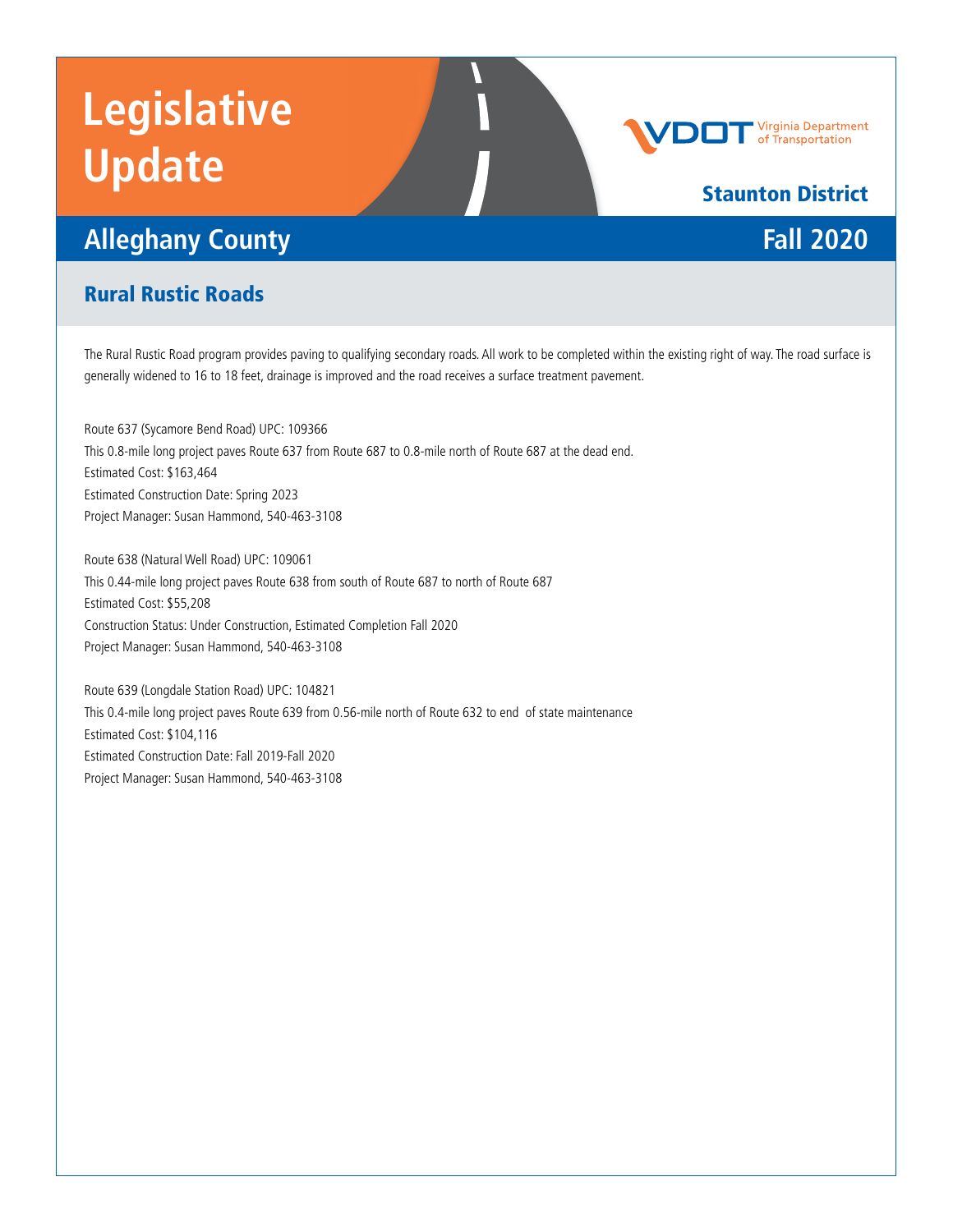# Legislative Update

**Staunton District**

## Alleghany County

## Fall 2020

### Rural Rustic Roads

The Rural Rustic Road program provides paving to qualifying secondary roads. All work to be completed within the existing right of way. The road surface is generally widened to 16 to 18 feet, drainage is improved and the road receives a surface treatment pavement.

Route 637 (Sycamore Bend Road) UPC: 109366
This 0.8-mile long project paves Route 637 from Route 687 to 0.8-mile north of Route 687 at the dead end.
Estimated Cost: $163,464
Estimated Construction Date: Spring 2023
Project Manager: Susan Hammond, 540-463-3108

Route 638 (Natural Well Road) UPC: 109061
This 0.44-mile long project paves Route 638 from south of Route 687 to north of Route 687
Estimated Cost: $55,208
Construction Status: Under Construction, Estimated Completion Fall 2020
Project Manager: Susan Hammond, 540-463-3108

Route 639 (Longdale Station Road) UPC: 104821
This 0.4-mile long project paves Route 639 from 0.56-mile north of Route 632 to end of state maintenance
Estimated Cost: $104,116
Estimated Construction Date: Fall 2019-Fall 2020
Project Manager: Susan Hammond, 540-463-3108